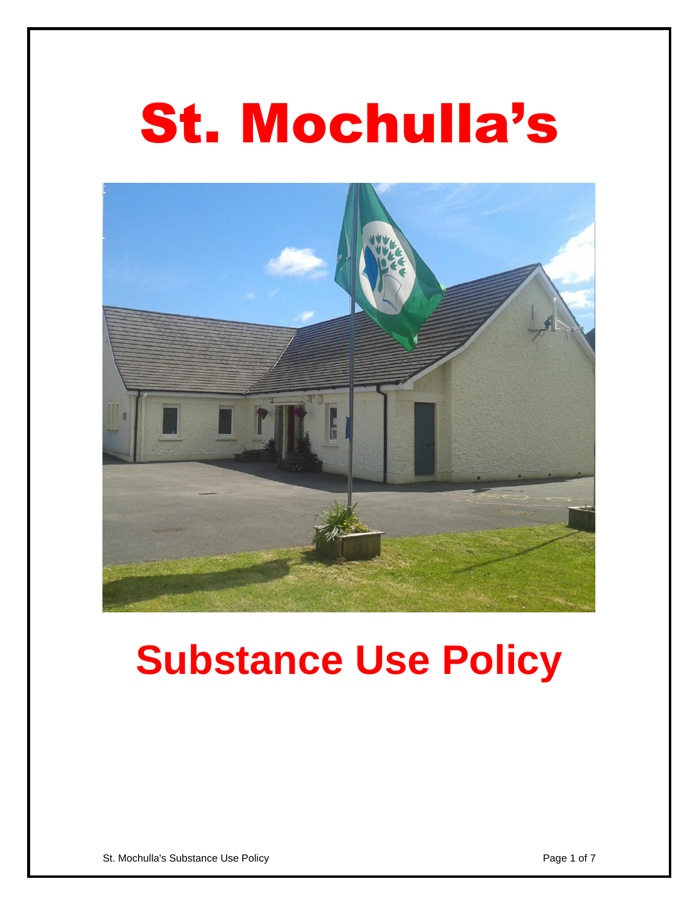# St. Mochulla's

# Substance Use Policy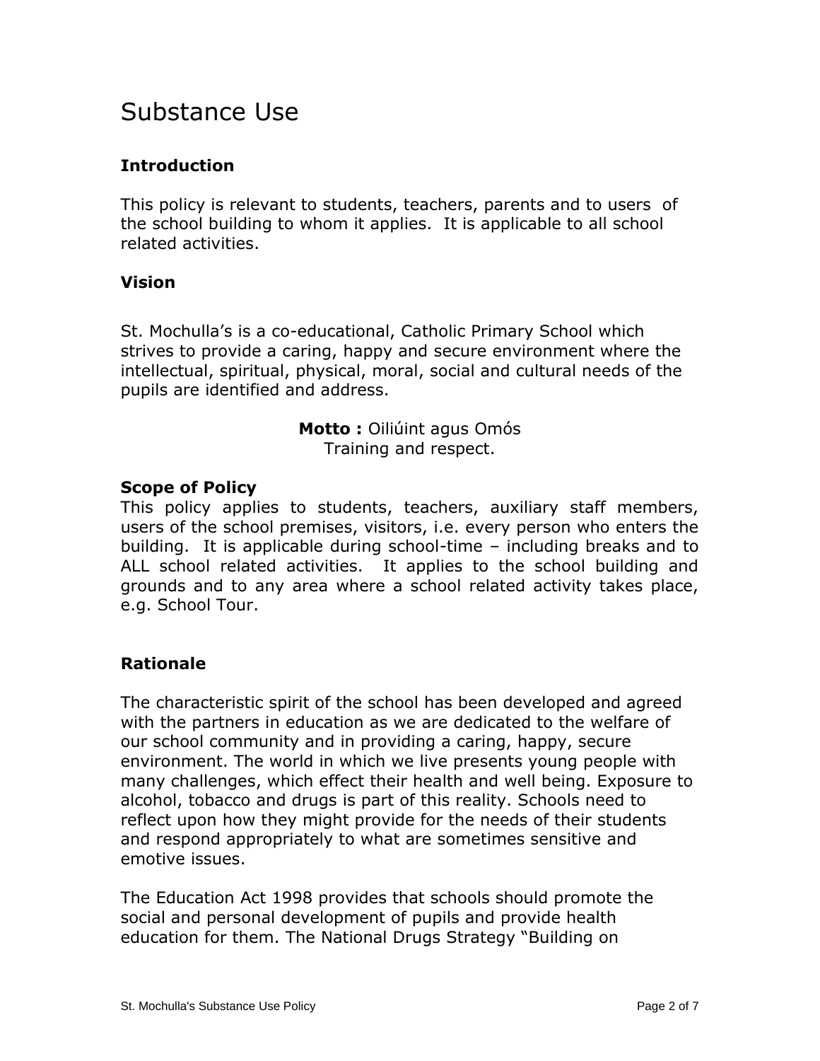# Substance Use

## Introduction

This policy is relevant to students, teachers, parents and to users of the school building to whom it applies. It is applicable to all school related activities.

## Vision

St. Mochulla's is a co-educational, Catholic Primary School which strives to provide a caring, happy and secure environment where the intellectual, spiritual, physical, moral, social and cultural needs of the pupils are identified and address.

**Motto :** Oiliúint agus Omós
Training and respect.

## Scope of Policy

This policy applies to students, teachers, auxiliary staff members, users of the school premises, visitors, i.e. every person who enters the building. It is applicable during school-time – including breaks and to ALL school related activities. It applies to the school building and grounds and to any area where a school related activity takes place, e.g. School Tour.

## Rationale

The characteristic spirit of the school has been developed and agreed with the partners in education as we are dedicated to the welfare of our school community and in providing a caring, happy, secure environment. The world in which we live presents young people with many challenges, which effect their health and well being. Exposure to alcohol, tobacco and drugs is part of this reality. Schools need to reflect upon how they might provide for the needs of their students and respond appropriately to what are sometimes sensitive and emotive issues.

The Education Act 1998 provides that schools should promote the social and personal development of pupils and provide health education for them. The National Drugs Strategy "Building on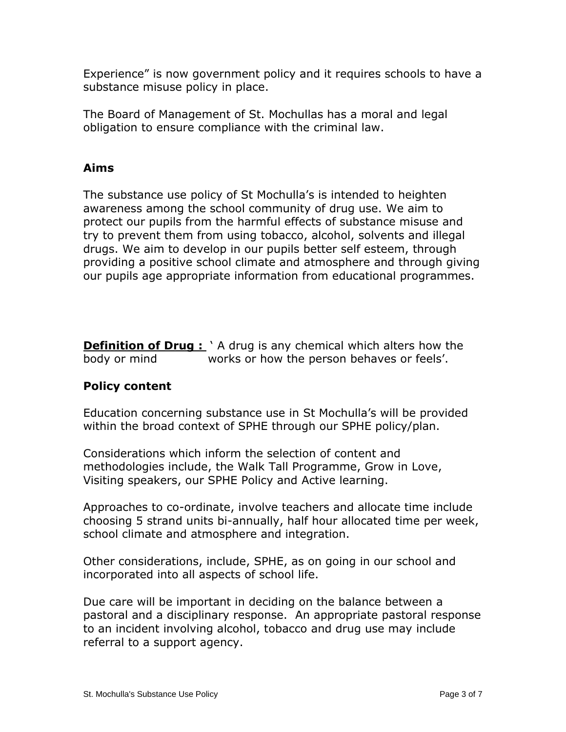Experience" is now government policy and it requires schools to have a substance misuse policy in place.

The Board of Management of St. Mochullas has a moral and legal obligation to ensure compliance with the criminal law.

**Aims**

The substance use policy of St Mochulla's is intended to heighten awareness among the school community of drug use. We aim to protect our pupils from the harmful effects of substance misuse and try to prevent them from using tobacco, alcohol, solvents and illegal drugs. We aim to develop in our pupils better self esteem, through providing a positive school climate and atmosphere and through giving our pupils age appropriate information from educational programmes.

**Definition of Drug :** ' A drug is any chemical which alters how the body or mind works or how the person behaves or feels'.

**Policy content**

Education concerning substance use in St Mochulla's will be provided within the broad context of SPHE through our SPHE policy/plan.

Considerations which inform the selection of content and methodologies include, the Walk Tall Programme, Grow in Love, Visiting speakers, our SPHE Policy and Active learning.

Approaches to co-ordinate, involve teachers and allocate time include choosing 5 strand units bi-annually, half hour allocated time per week, school climate and atmosphere and integration.

Other considerations, include, SPHE, as on going in our school and incorporated into all aspects of school life.

Due care will be important in deciding on the balance between a pastoral and a disciplinary response. An appropriate pastoral response to an incident involving alcohol, tobacco and drug use may include referral to a support agency.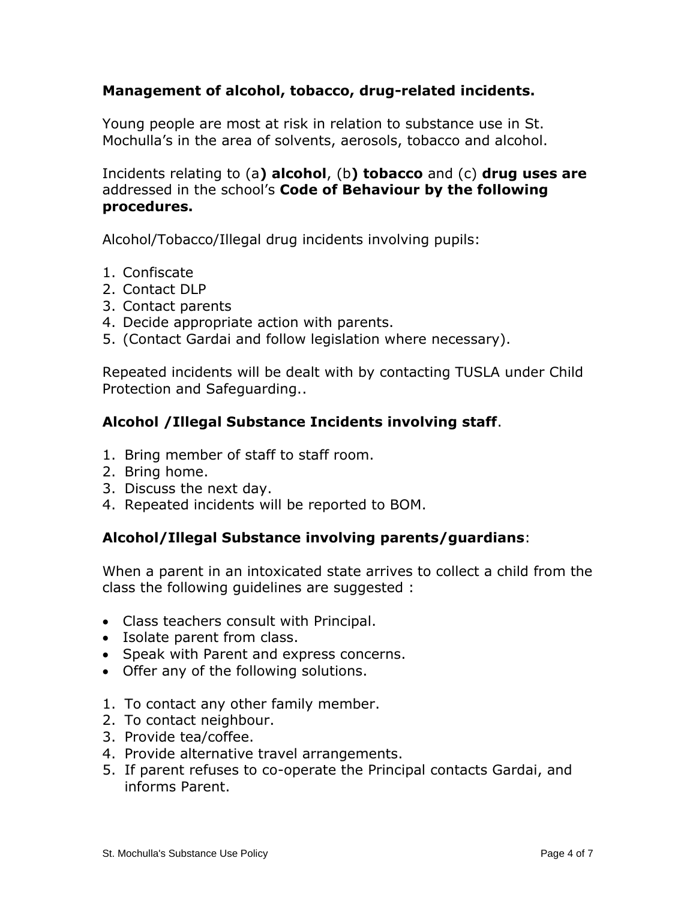**Management of alcohol, tobacco, drug-related incidents.**

Young people are most at risk in relation to substance use in St. Mochulla's in the area of solvents, aerosols, tobacco and alcohol.

Incidents relating to (a**) alcohol**, (b**) tobacco** and (c) **drug uses are** addressed in the school's **Code of Behaviour by the following procedures.**

Alcohol/Tobacco/Illegal drug incidents involving pupils:

1. Confiscate
2. Contact DLP
3. Contact parents
4. Decide appropriate action with parents.
5. (Contact Gardai and follow legislation where necessary).

Repeated incidents will be dealt with by contacting TUSLA under Child Protection and Safeguarding..

**Alcohol /Illegal Substance Incidents involving staff**.

1. Bring member of staff to staff room.
2. Bring home.
3. Discuss the next day.
4. Repeated incidents will be reported to BOM.

**Alcohol/Illegal Substance involving parents/guardians**:

When a parent in an intoxicated state arrives to collect a child from the class the following guidelines are suggested :

- Class teachers consult with Principal.
- Isolate parent from class.
- Speak with Parent and express concerns.
- Offer any of the following solutions.

1. To contact any other family member.
2. To contact neighbour.
3. Provide tea/coffee.
4. Provide alternative travel arrangements.
5. If parent refuses to co-operate the Principal contacts Gardai, and informs Parent.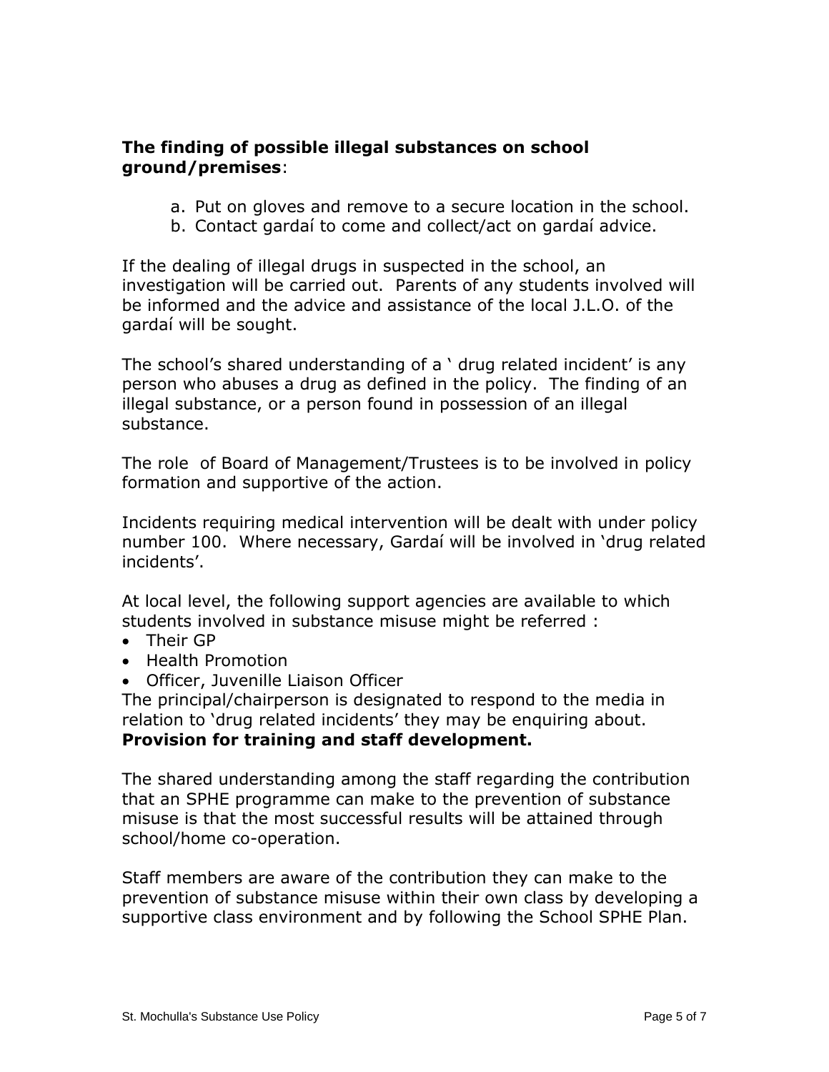**The finding of possible illegal substances on school ground/premises**:

a. Put on gloves and remove to a secure location in the school.
b. Contact gardaí to come and collect/act on gardaí advice.

If the dealing of illegal drugs in suspected in the school, an investigation will be carried out. Parents of any students involved will be informed and the advice and assistance of the local J.L.O. of the gardaí will be sought.

The school's shared understanding of a ' drug related incident' is any person who abuses a drug as defined in the policy. The finding of an illegal substance, or a person found in possession of an illegal substance.

The role of Board of Management/Trustees is to be involved in policy formation and supportive of the action.

Incidents requiring medical intervention will be dealt with under policy number 100. Where necessary, Gardaí will be involved in 'drug related incidents'.

At local level, the following support agencies are available to which students involved in substance misuse might be referred :

- Their GP
- Health Promotion
- Officer, Juvenille Liaison Officer

The principal/chairperson is designated to respond to the media in relation to 'drug related incidents' they may be enquiring about.

**Provision for training and staff development.**

The shared understanding among the staff regarding the contribution that an SPHE programme can make to the prevention of substance misuse is that the most successful results will be attained through school/home co-operation.

Staff members are aware of the contribution they can make to the prevention of substance misuse within their own class by developing a supportive class environment and by following the School SPHE Plan.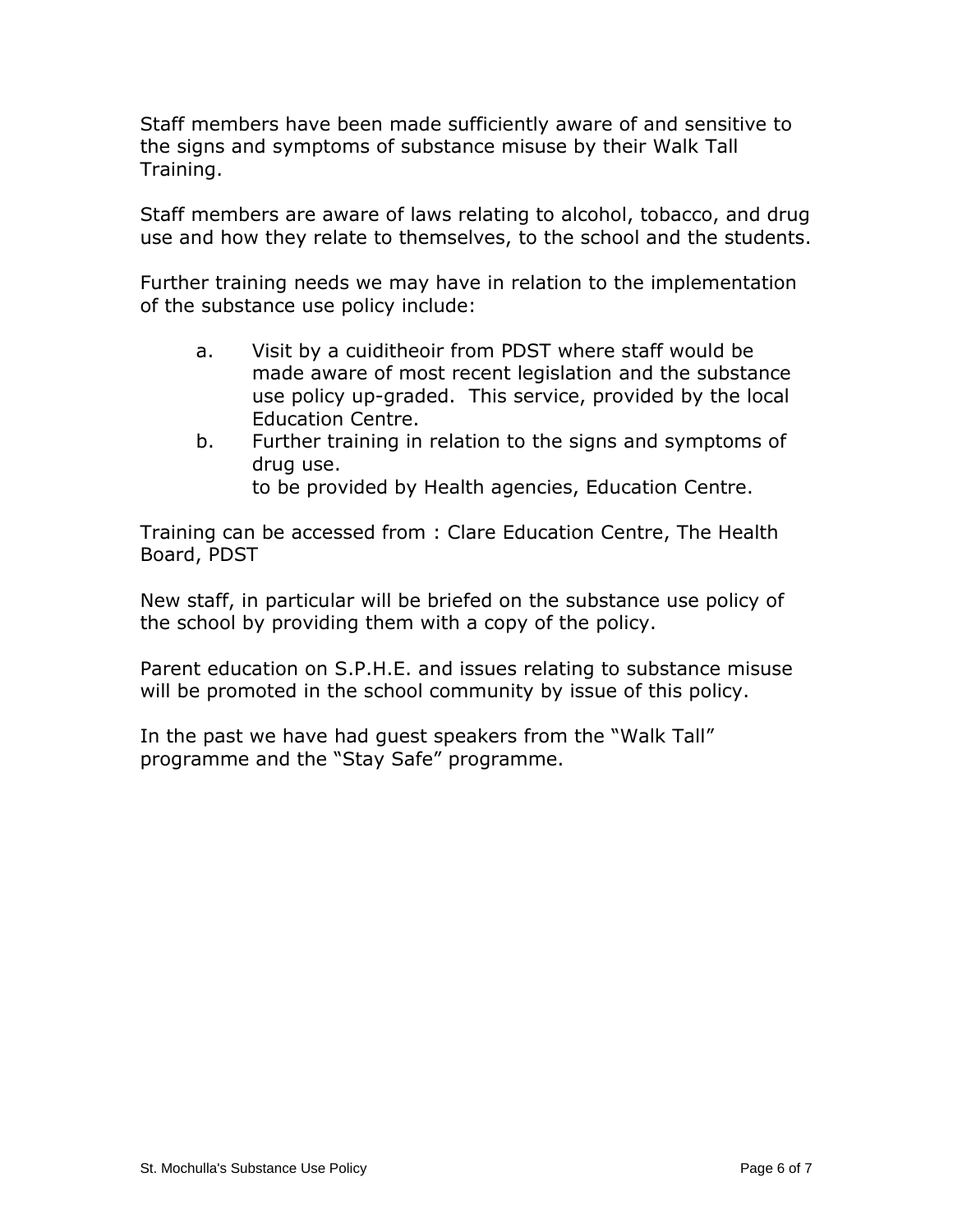Staff members have been made sufficiently aware of and sensitive to the signs and symptoms of substance misuse by their Walk Tall Training.

Staff members are aware of laws relating to alcohol, tobacco, and drug use and how they relate to themselves, to the school and the students.

Further training needs we may have in relation to the implementation of the substance use policy include:

a. Visit by a cuiditheoir from PDST where staff would be made aware of most recent legislation and the substance use policy up-graded. This service, provided by the local Education Centre.
b. Further training in relation to the signs and symptoms of drug use.
   to be provided by Health agencies, Education Centre.

Training can be accessed from : Clare Education Centre, The Health Board, PDST

New staff, in particular will be briefed on the substance use policy of the school by providing them with a copy of the policy.

Parent education on S.P.H.E. and issues relating to substance misuse will be promoted in the school community by issue of this policy.

In the past we have had guest speakers from the "Walk Tall" programme and the "Stay Safe" programme.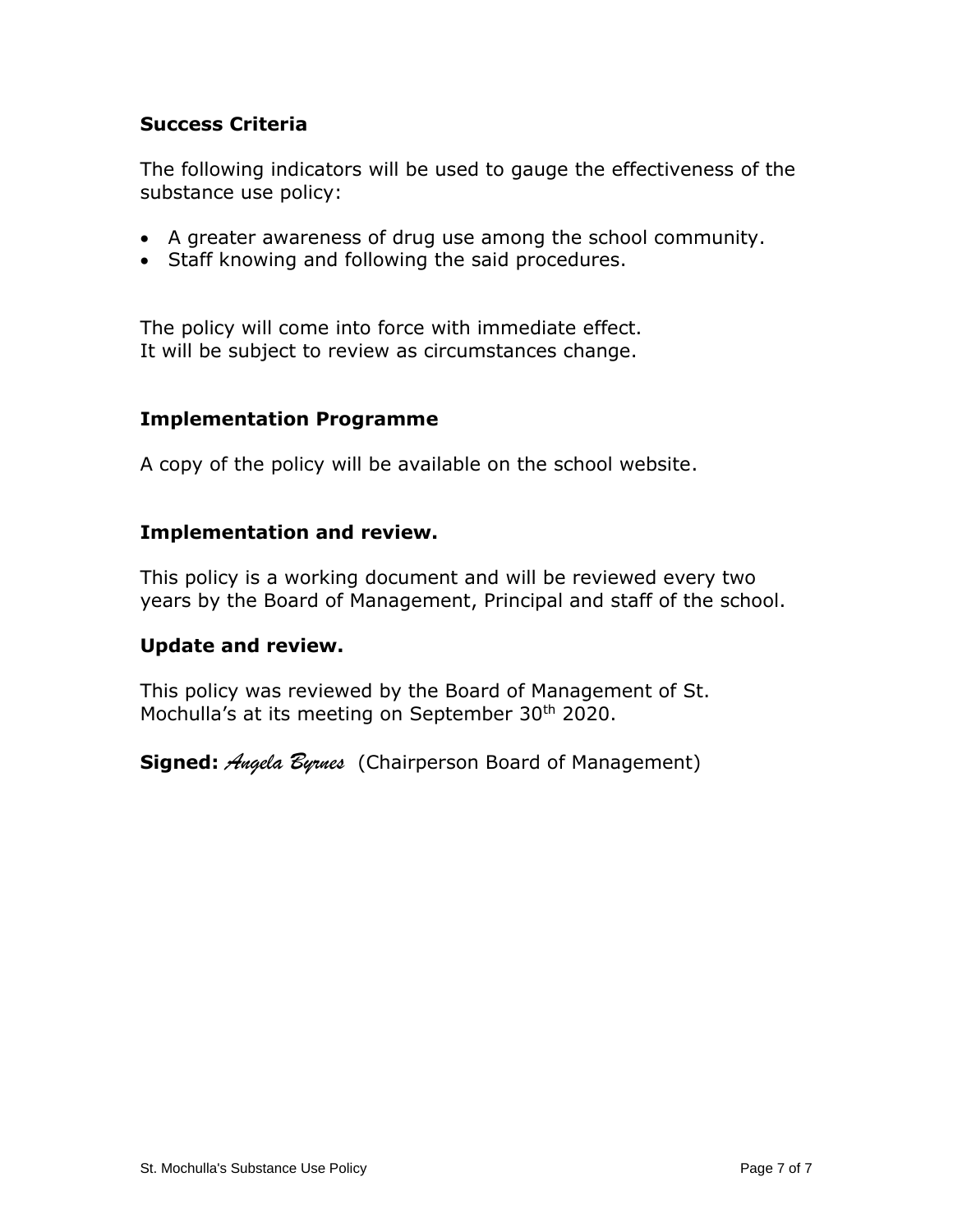**Success Criteria**

The following indicators will be used to gauge the effectiveness of the substance use policy:

- A greater awareness of drug use among the school community.
- Staff knowing and following the said procedures.

The policy will come into force with immediate effect.
It will be subject to review as circumstances change.

**Implementation Programme**

A copy of the policy will be available on the school website.

**Implementation and review.**

This policy is a working document and will be reviewed every two years by the Board of Management, Principal and staff of the school.

**Update and review.**

This policy was reviewed by the Board of Management of St. Mochulla's at its meeting on September 30th 2020.

**Signed:** *Angela Byrnes* (Chairperson Board of Management)